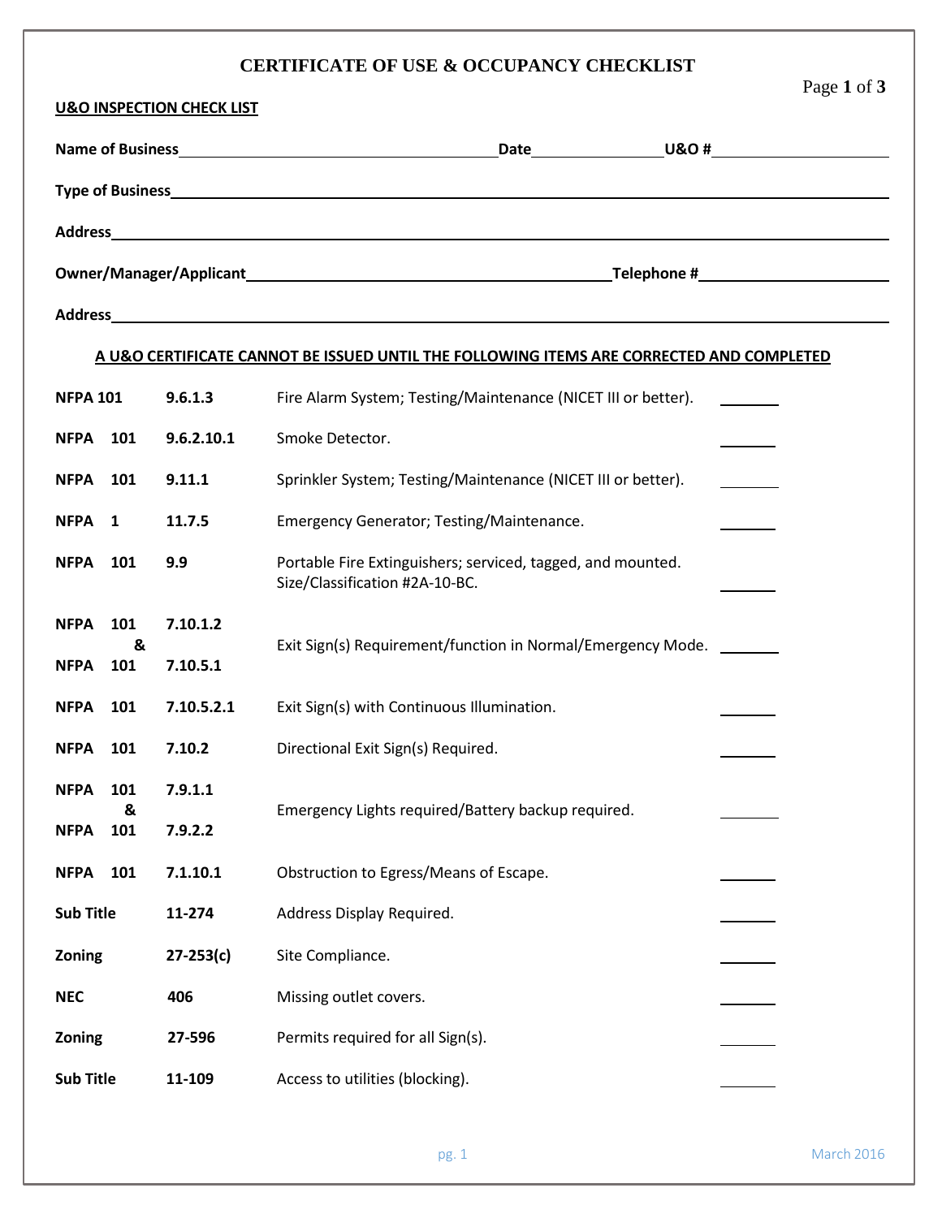# CERTIFICATE OF USE & OCCUPANCY CHECKLIST

**U&O INSPECTION CHECK LIST**

**Name of Business**\_\_\_\_\_\_\_\_\_\_\_\_\_\_\_\_\_\_\_\_\_\_\_\_\_\_\_\_\_\_\_\_\_\_\_\_ **Date**\_\_\_\_\_\_\_\_\_\_\_\_\_\_\_ **U&O #**\_\_\_\_\_\_\_\_\_\_\_\_\_\_\_\_\_\_\_\_

**Type of Business**\_\_\_\_\_\_\_\_\_\_\_\_\_\_\_\_\_\_\_\_\_\_\_\_\_\_\_\_\_\_\_\_\_\_\_\_\_\_\_\_\_\_\_\_\_\_\_\_\_\_\_\_\_\_\_\_\_\_\_\_\_\_\_\_\_\_\_\_\_\_\_\_\_\_\_\_\_

**Address**\_\_\_\_\_\_\_\_\_\_\_\_\_\_\_\_\_\_\_\_\_\_\_\_\_\_\_\_\_\_\_\_\_\_\_\_\_\_\_\_\_\_\_\_\_\_\_\_\_\_\_\_\_\_\_\_\_\_\_\_\_\_\_\_\_\_\_\_\_\_\_\_\_\_\_\_\_\_\_\_\_\_\_

**Owner/Manager/Applicant**\_\_\_\_\_\_\_\_\_\_\_\_\_\_\_\_\_\_\_\_\_\_\_\_\_\_\_\_\_\_\_\_\_\_\_\_\_\_\_\_ **Telephone #**\_\_\_\_\_\_\_\_\_\_\_\_\_\_\_\_\_\_\_\_\_\_

**Address**\_\_\_\_\_\_\_\_\_\_\_\_\_\_\_\_\_\_\_\_\_\_\_\_\_\_\_\_\_\_\_\_\_\_\_\_\_\_\_\_\_\_\_\_\_\_\_\_\_\_\_\_\_\_\_\_\_\_\_\_\_\_\_\_\_\_\_\_\_\_\_\_\_\_\_\_\_\_\_\_\_\_\_

**A U&O CERTIFICATE CANNOT BE ISSUED UNTIL THE FOLLOWING ITEMS ARE CORRECTED AND COMPLETED**

| Code | Section | Item | |
|---|---|---|---|
| **NFPA 101** | **9.6.1.3** | Fire Alarm System; Testing/Maintenance (NICET III or better). | \_\_\_\_\_\_ |
| **NFPA 101** | **9.6.2.10.1** | Smoke Detector. | \_\_\_\_\_\_ |
| **NFPA 101** | **9.11.1** | Sprinkler System; Testing/Maintenance (NICET III or better). | \_\_\_\_\_\_ |
| **NFPA 1** | **11.7.5** | Emergency Generator; Testing/Maintenance. | \_\_\_\_\_\_ |
| **NFPA 101** | **9.9** | Portable Fire Extinguishers; serviced, tagged, and mounted. Size/Classification #2A-10-BC. | \_\_\_\_\_\_ |
| **NFPA 101 & NFPA 101** | **7.10.1.2 & 7.10.5.1** | Exit Sign(s) Requirement/function in Normal/Emergency Mode. | \_\_\_\_\_\_ |
| **NFPA 101** | **7.10.5.2.1** | Exit Sign(s) with Continuous Illumination. | \_\_\_\_\_\_ |
| **NFPA 101** | **7.10.2** | Directional Exit Sign(s) Required. | \_\_\_\_\_\_ |
| **NFPA 101 & NFPA 101** | **7.9.1.1 & 7.9.2.2** | Emergency Lights required/Battery backup required. | \_\_\_\_\_\_ |
| **NFPA 101** | **7.1.10.1** | Obstruction to Egress/Means of Escape. | \_\_\_\_\_\_ |
| **Sub Title** | **11-274** | Address Display Required. | \_\_\_\_\_\_ |
| **Zoning** | **27-253(c)** | Site Compliance. | \_\_\_\_\_\_ |
| **NEC** | **406** | Missing outlet covers. | \_\_\_\_\_\_ |
| **Zoning** | **27-596** | Permits required for all Sign(s). | \_\_\_\_\_\_ |
| **Sub Title** | **11-109** | Access to utilities (blocking). | \_\_\_\_\_\_ |

March 2016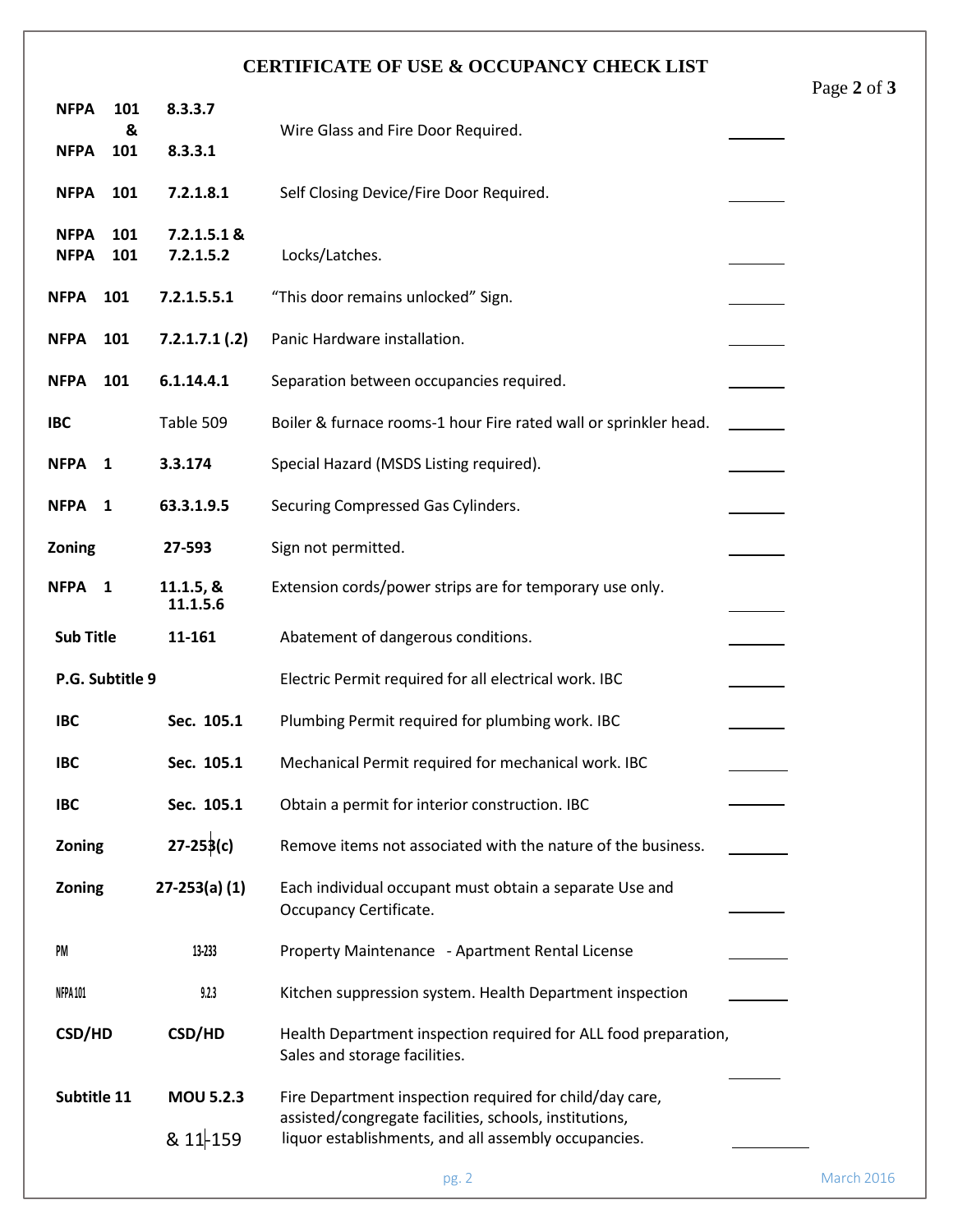# CERTIFICATE OF USE & OCCUPANCY CHECK LIST

| Code | Section | Requirement | |
|---|---|---|---|
| **NFPA 101 & NFPA 101** | **8.3.3.7** / **8.3.3.1** | Wire Glass and Fire Door Required. | ______ |
| **NFPA 101** | **7.2.1.8.1** | Self Closing Device/Fire Door Required. | ______ |
| **NFPA 101 & NFPA 101** | **7.2.1.5.1 &** / **7.2.1.5.2** | Locks/Latches. | ______ |
| **NFPA 101** | **7.2.1.5.5.1** | "This door remains unlocked" Sign. | ______ |
| **NFPA 101** | **7.2.1.7.1 (.2)** | Panic Hardware installation. | ______ |
| **NFPA 101** | **6.1.14.4.1** | Separation between occupancies required. | ______ |
| **IBC** | Table 509 | Boiler & furnace rooms-1 hour Fire rated wall or sprinkler head. | ______ |
| **NFPA 1** | **3.3.174** | Special Hazard (MSDS Listing required). | ______ |
| **NFPA 1** | **63.3.1.9.5** | Securing Compressed Gas Cylinders. | ______ |
| **Zoning** | **27-593** | Sign not permitted. | ______ |
| **NFPA 1** | **11.1.5, & 11.1.5.6** | Extension cords/power strips are for temporary use only. | ______ |
| **Sub Title** | **11-161** | Abatement of dangerous conditions. | ______ |
| **P.G. Subtitle 9** | | Electric Permit required for all electrical work. IBC | ______ |
| **IBC** | **Sec. 105.1** | Plumbing Permit required for plumbing work. IBC | ______ |
| **IBC** | **Sec. 105.1** | Mechanical Permit required for mechanical work. IBC | ______ |
| **IBC** | **Sec. 105.1** | Obtain a permit for interior construction. IBC | ______ |
| **Zoning** | **27-253(c)** | Remove items not associated with the nature of the business. | ______ |
| **Zoning** | **27-253(a) (1)** | Each individual occupant must obtain a separate Use and Occupancy Certificate. | ______ |
| **PM** | **13-233** | Property Maintenance - Apartment Rental License | ______ |
| **NFPA 101** | **9.2.3** | Kitchen suppression system. Health Department inspection | ______ |
| **CSD/HD** | **CSD/HD** | Health Department inspection required for ALL food preparation, Sales and storage facilities. | ______ |
| **Subtitle 11** | **MOU 5.2.3** & 11-159 | Fire Department inspection required for child/day care, assisted/congregate facilities, schools, institutions, liquor establishments, and all assembly occupancies. | ______ |

March 2016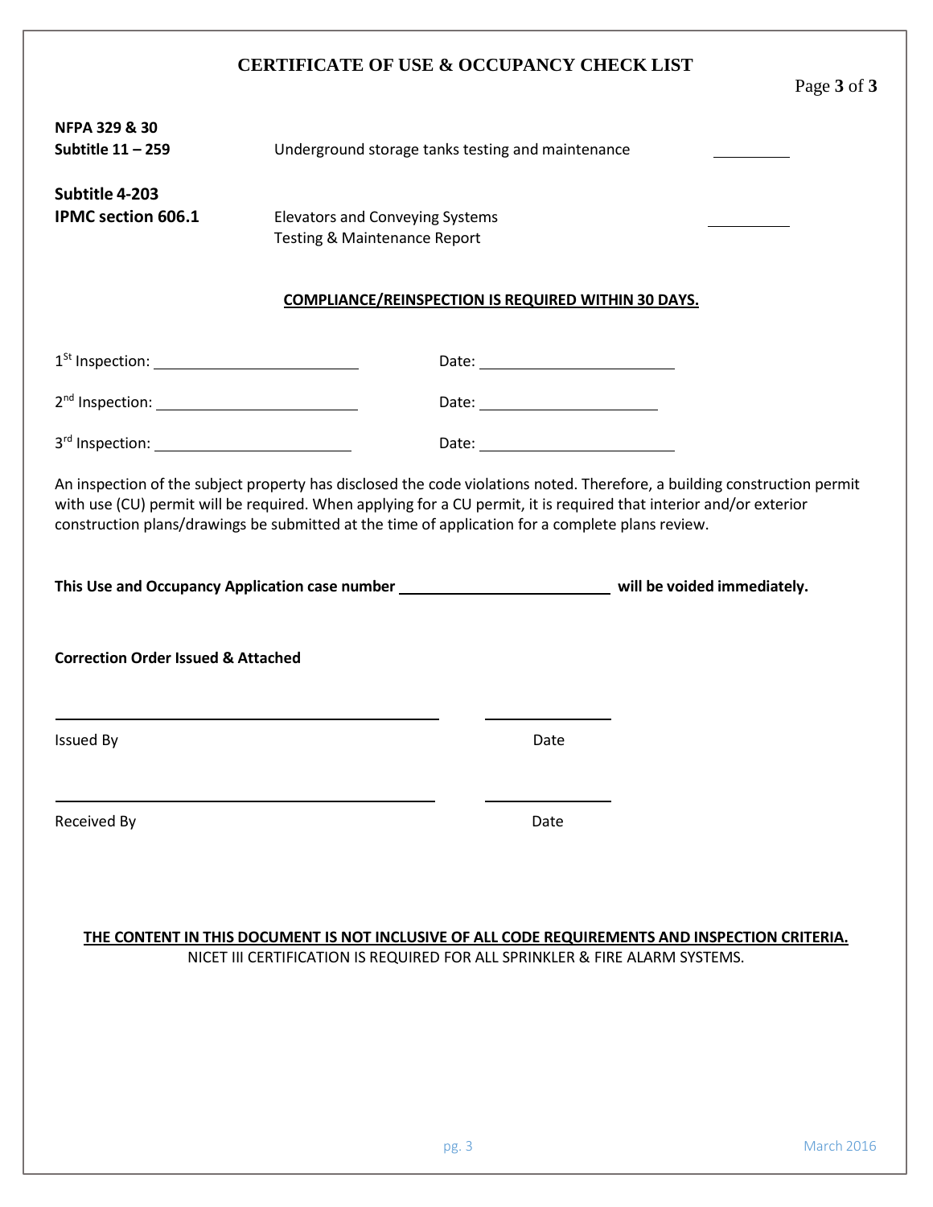## CERTIFICATE OF USE & OCCUPANCY CHECK LIST

| | | |
|---|---|---|
| **NFPA 329 & 30**<br>**Subtitle 11 – 259** | Underground storage tanks testing and maintenance | ________ |
| **Subtitle 4-203**<br>**IPMC section 606.1** | Elevators and Conveying Systems<br>Testing & Maintenance Report | ________ |

**COMPLIANCE/REINSPECTION IS REQUIRED WITHIN 30 DAYS.**

1st Inspection: ______________________ Date: ______________________

2nd Inspection: ______________________ Date: ______________________

3rd Inspection: ______________________ Date: ______________________

An inspection of the subject property has disclosed the code violations noted. Therefore, a building construction permit with use (CU) permit will be required. When applying for a CU permit, it is required that interior and/or exterior construction plans/drawings be submitted at the time of application for a complete plans review.

**This Use and Occupancy Application case number ______________________ will be voided immediately.**

**Correction Order Issued & Attached**

______________________________ ____________

Issued By Date

______________________________ ____________

Received By Date

**THE CONTENT IN THIS DOCUMENT IS NOT INCLUSIVE OF ALL CODE REQUIREMENTS AND INSPECTION CRITERIA.**

NICET III CERTIFICATION IS REQUIRED FOR ALL SPRINKLER & FIRE ALARM SYSTEMS.